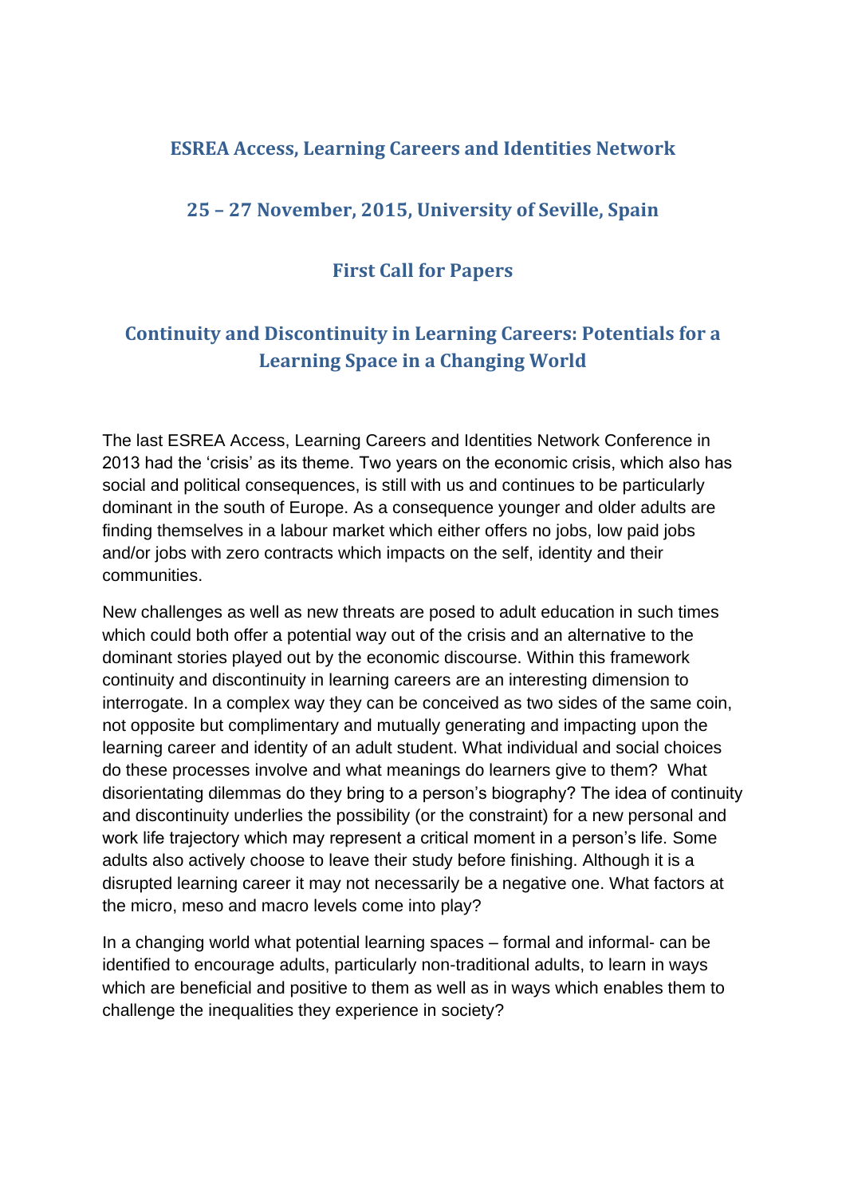# ESREA Access, Learning Careers and Identities Network

## 25 – 27 November, 2015, University of Seville, Spain

## First Call for Papers

## Continuity and Discontinuity in Learning Careers: Potentials for a Learning Space in a Changing World

The last ESREA Access, Learning Careers and Identities Network Conference in 2013 had the 'crisis' as its theme. Two years on the economic crisis, which also has social and political consequences, is still with us and continues to be particularly dominant in the south of Europe. As a consequence younger and older adults are finding themselves in a labour market which either offers no jobs, low paid jobs and/or jobs with zero contracts which impacts on the self, identity and their communities.

New challenges as well as new threats are posed to adult education in such times which could both offer a potential way out of the crisis and an alternative to the dominant stories played out by the economic discourse. Within this framework continuity and discontinuity in learning careers are an interesting dimension to interrogate. In a complex way they can be conceived as two sides of the same coin, not opposite but complimentary and mutually generating and impacting upon the learning career and identity of an adult student. What individual and social choices do these processes involve and what meanings do learners give to them? What disorientating dilemmas do they bring to a person's biography? The idea of continuity and discontinuity underlies the possibility (or the constraint) for a new personal and work life trajectory which may represent a critical moment in a person's life. Some adults also actively choose to leave their study before finishing. Although it is a disrupted learning career it may not necessarily be a negative one. What factors at the micro, meso and macro levels come into play?

In a changing world what potential learning spaces – formal and informal- can be identified to encourage adults, particularly non-traditional adults, to learn in ways which are beneficial and positive to them as well as in ways which enables them to challenge the inequalities they experience in society?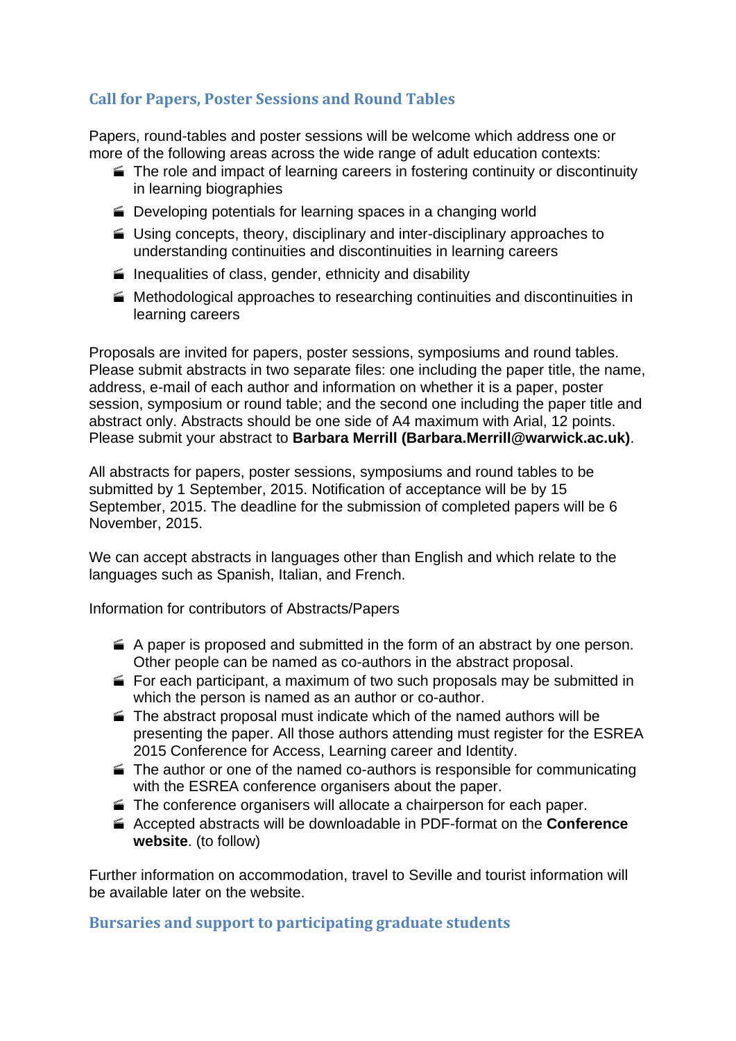## Call for Papers, Poster Sessions and Round Tables

Papers, round-tables and poster sessions will be welcome which address one or more of the following areas across the wide range of adult education contexts:

- The role and impact of learning careers in fostering continuity or discontinuity in learning biographies
- Developing potentials for learning spaces in a changing world
- Using concepts, theory, disciplinary and inter-disciplinary approaches to understanding continuities and discontinuities in learning careers
- Inequalities of class, gender, ethnicity and disability
- Methodological approaches to researching continuities and discontinuities in learning careers

Proposals are invited for papers, poster sessions, symposiums and round tables. Please submit abstracts in two separate files: one including the paper title, the name, address, e-mail of each author and information on whether it is a paper, poster session, symposium or round table; and the second one including the paper title and abstract only. Abstracts should be one side of A4 maximum with Arial, 12 points. Please submit your abstract to **Barbara Merrill (Barbara.Merrill@warwick.ac.uk)**.

All abstracts for papers, poster sessions, symposiums and round tables to be submitted by 1 September, 2015. Notification of acceptance will be by 15 September, 2015. The deadline for the submission of completed papers will be 6 November, 2015.

We can accept abstracts in languages other than English and which relate to the languages such as Spanish, Italian, and French.

Information for contributors of Abstracts/Papers

- A paper is proposed and submitted in the form of an abstract by one person. Other people can be named as co-authors in the abstract proposal.
- For each participant, a maximum of two such proposals may be submitted in which the person is named as an author or co-author.
- The abstract proposal must indicate which of the named authors will be presenting the paper. All those authors attending must register for the ESREA 2015 Conference for Access, Learning career and Identity.
- The author or one of the named co-authors is responsible for communicating with the ESREA conference organisers about the paper.
- The conference organisers will allocate a chairperson for each paper.
- Accepted abstracts will be downloadable in PDF-format on the **Conference website**. (to follow)

Further information on accommodation, travel to Seville and tourist information will be available later on the website.

## Bursaries and support to participating graduate students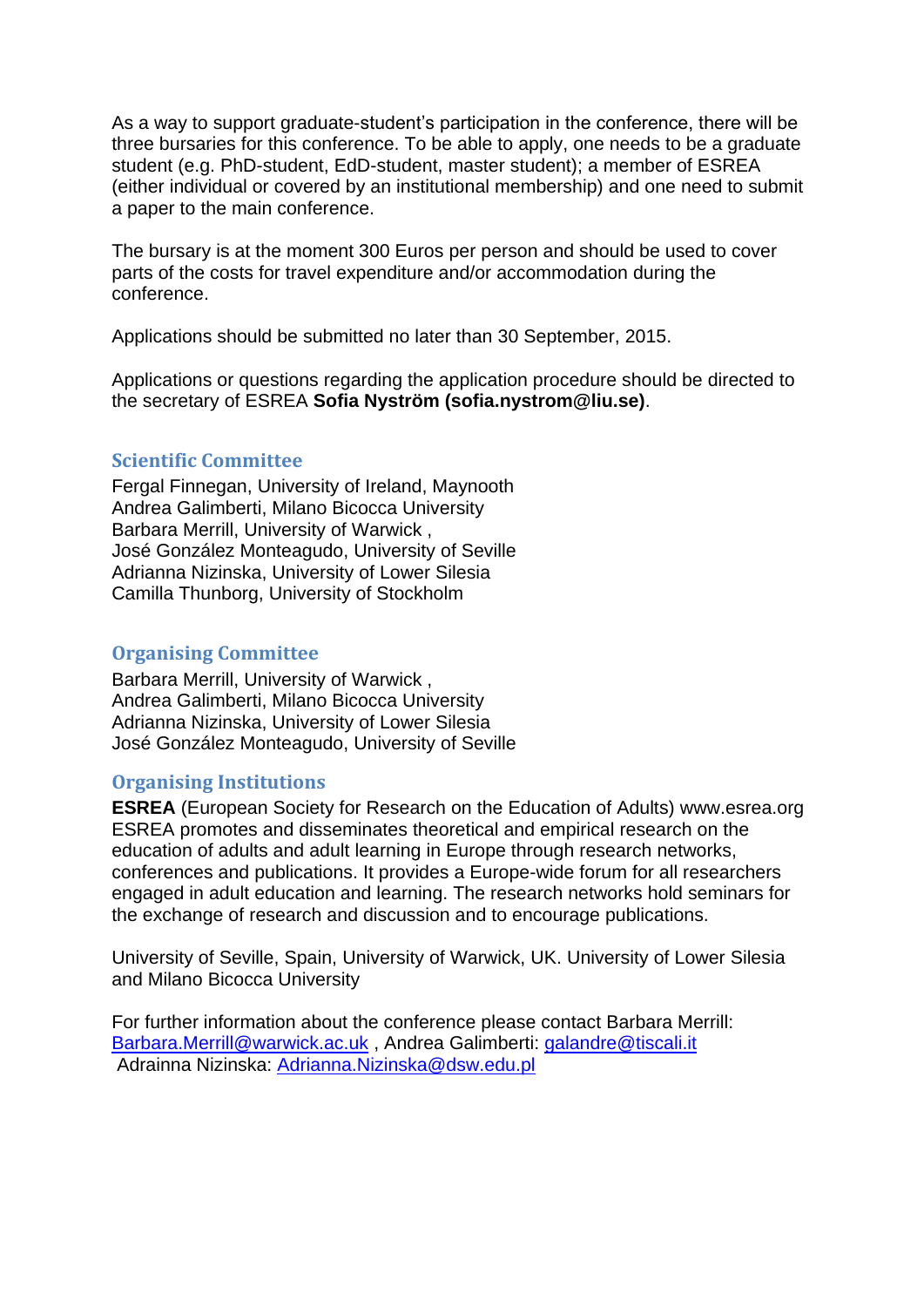As a way to support graduate-student's participation in the conference, there will be three bursaries for this conference. To be able to apply, one needs to be a graduate student (e.g. PhD-student, EdD-student, master student); a member of ESREA (either individual or covered by an institutional membership) and one need to submit a paper to the main conference.

The bursary is at the moment 300 Euros per person and should be used to cover parts of the costs for travel expenditure and/or accommodation during the conference.

Applications should be submitted no later than 30 September, 2015.

Applications or questions regarding the application procedure should be directed to the secretary of ESREA **Sofia Nyström (sofia.nystrom@liu.se)**.

## Scientific Committee

Fergal Finnegan, University of Ireland, Maynooth
Andrea Galimberti, Milano Bicocca University
Barbara Merrill, University of Warwick ,
José González Monteagudo, University of Seville
Adrianna Nizinska, University of Lower Silesia
Camilla Thunborg, University of Stockholm

## Organising Committee

Barbara Merrill, University of Warwick ,
Andrea Galimberti, Milano Bicocca University
Adrianna Nizinska, University of Lower Silesia
José González Monteagudo, University of Seville

## Organising Institutions

**ESREA** (European Society for Research on the Education of Adults) www.esrea.org
ESREA promotes and disseminates theoretical and empirical research on the education of adults and adult learning in Europe through research networks, conferences and publications. It provides a Europe-wide forum for all researchers engaged in adult education and learning. The research networks hold seminars for the exchange of research and discussion and to encourage publications.

University of Seville, Spain, University of Warwick, UK. University of Lower Silesia and Milano Bicocca University

For further information about the conference please contact Barbara Merrill: Barbara.Merrill@warwick.ac.uk , Andrea Galimberti: galandre@tiscali.it
Adrainna Nizinska: Adrianna.Nizinska@dsw.edu.pl